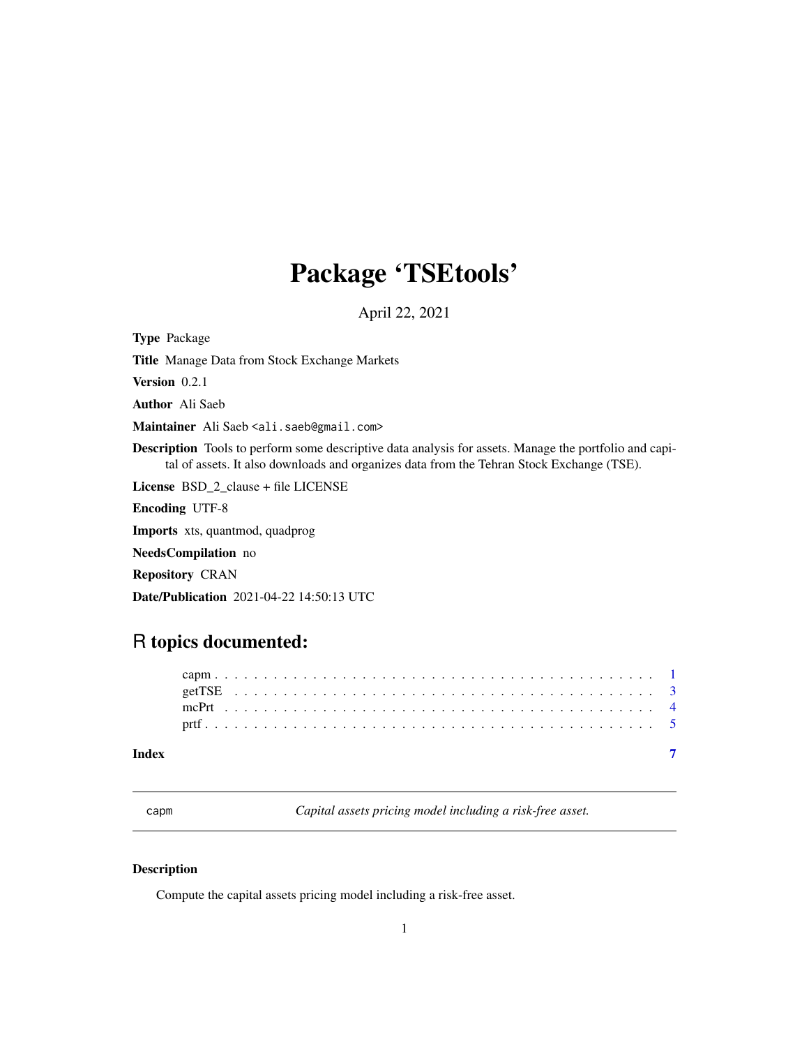# Package 'TSEtools'

April 22, 2021

**Type** Package

**Title** Manage Data from Stock Exchange Markets

**Version** 0.2.1

**Author** Ali Saeb

**Maintainer** Ali Saeb <ali.saeb@gmail.com>

**Description** Tools to perform some descriptive data analysis for assets. Manage the portfolio and capital of assets. It also downloads and organizes data from the Tehran Stock Exchange (TSE).

**License** BSD_2_clause + file LICENSE

**Encoding** UTF-8

**Imports** xts, quantmod, quadprog

**NeedsCompilation** no

**Repository** CRAN

**Date/Publication** 2021-04-22 14:50:13 UTC

## R topics documented:

- capm . . . . . . . . . . . . . . . . . . . . . . . . . . . . . . . . . . . . . . . . . . 1
- getTSE . . . . . . . . . . . . . . . . . . . . . . . . . . . . . . . . . . . . . . . . . 3
- mcPrt . . . . . . . . . . . . . . . . . . . . . . . . . . . . . . . . . . . . . . . . . . 4
- prtf . . . . . . . . . . . . . . . . . . . . . . . . . . . . . . . . . . . . . . . . . . . 5

**Index** 7

---

capm — *Capital assets pricing model including a risk-free asset.*

---

### Description

Compute the capital assets pricing model including a risk-free asset.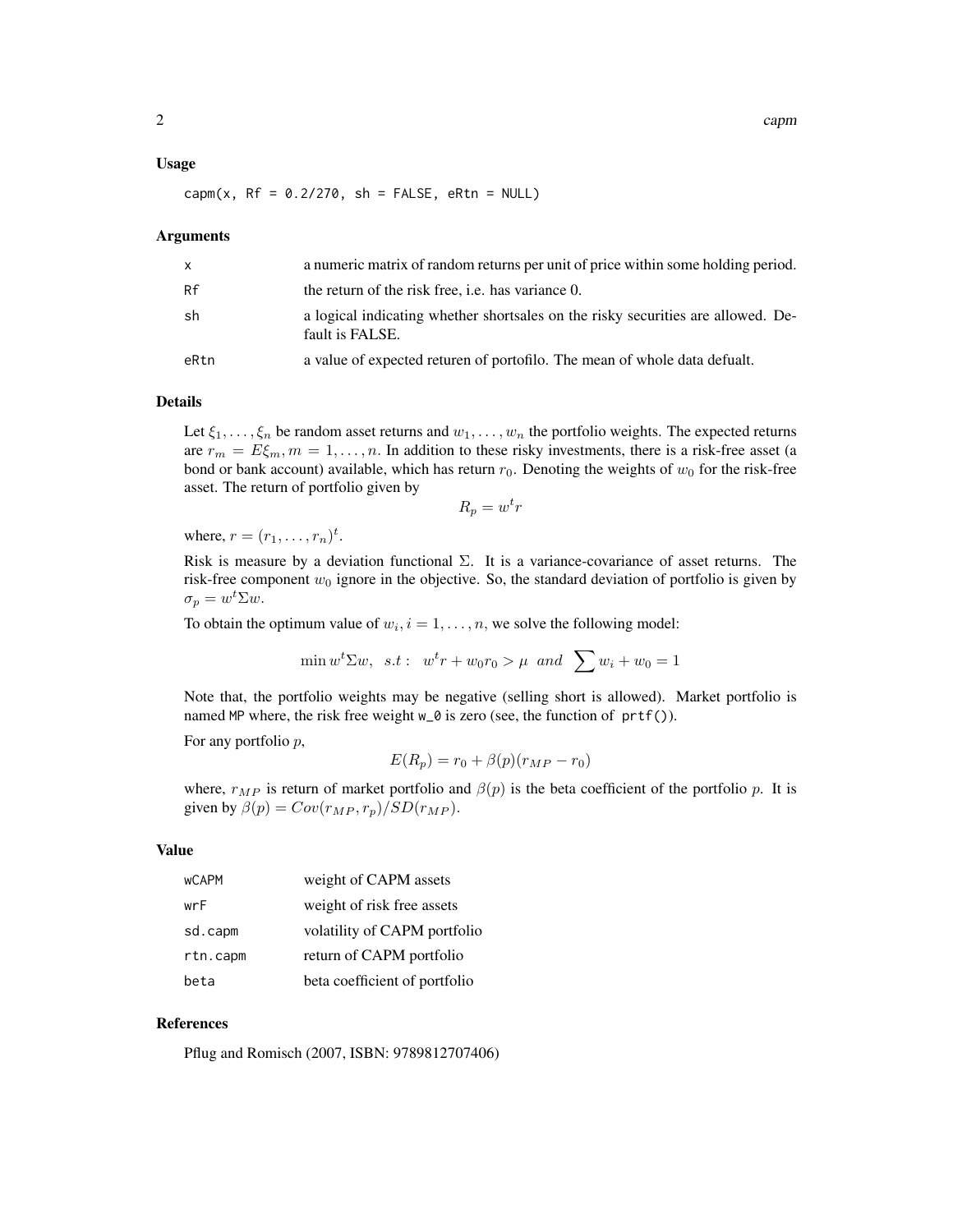### Usage

```
capm(x, Rf = 0.2/270, sh = FALSE, eRtn = NULL)
```

### Arguments

| | |
|---|---|
| x | a numeric matrix of random returns per unit of price within some holding period. |
| Rf | the return of the risk free, i.e. has variance 0. |
| sh | a logical indicating whether shortsales on the risky securities are allowed. Default is FALSE. |
| eRtn | a value of expected returen of portofilo. The mean of whole data defualt. |

### Details

Let $\xi_1, \ldots, \xi_n$ be random asset returns and $w_1, \ldots, w_n$ the portfolio weights. The expected returns are $r_m = E\xi_m, m = 1, \ldots, n$. In addition to these risky investments, there is a risk-free asset (a bond or bank account) available, which has return $r_0$. Denoting the weights of $w_0$ for the risk-free asset. The return of portfolio given by

$$R_p = w^t r$$

where, $r = (r_1, \ldots, r_n)^t$.

Risk is measure by a deviation functional $\Sigma$. It is a variance-covariance of asset returns. The risk-free component $w_0$ ignore in the objective. So, the standard deviation of portfolio is given by $\sigma_p = w^t \Sigma w$.

To obtain the optimum value of $w_i, i = 1, \ldots, n$, we solve the following model:

$$\min w^t \Sigma w, \;\; s.t: \;\; w^t r + w_0 r_0 > \mu \;\; and \;\; \sum w_i + w_0 = 1$$

Note that, the portfolio weights may be negative (selling short is allowed). Market portfolio is named `MP` where, the risk free weight `w_0` is zero (see, the function of `prtf()`).

For any portfolio $p$,

$$E(R_p) = r_0 + \beta(p)(r_{MP} - r_0)$$

where, $r_{MP}$ is return of market portfolio and $\beta(p)$ is the beta coefficient of the portfolio $p$. It is given by $\beta(p) = Cov(r_{MP}, r_p)/SD(r_{MP})$.

### Value

| | |
|---|---|
| wCAPM | weight of CAPM assets |
| wrF | weight of risk free assets |
| sd.capm | volatility of CAPM portfolio |
| rtn.capm | return of CAPM portfolio |
| beta | beta coefficient of portfolio |

### References

Pflug and Romisch (2007, ISBN: 9789812707406)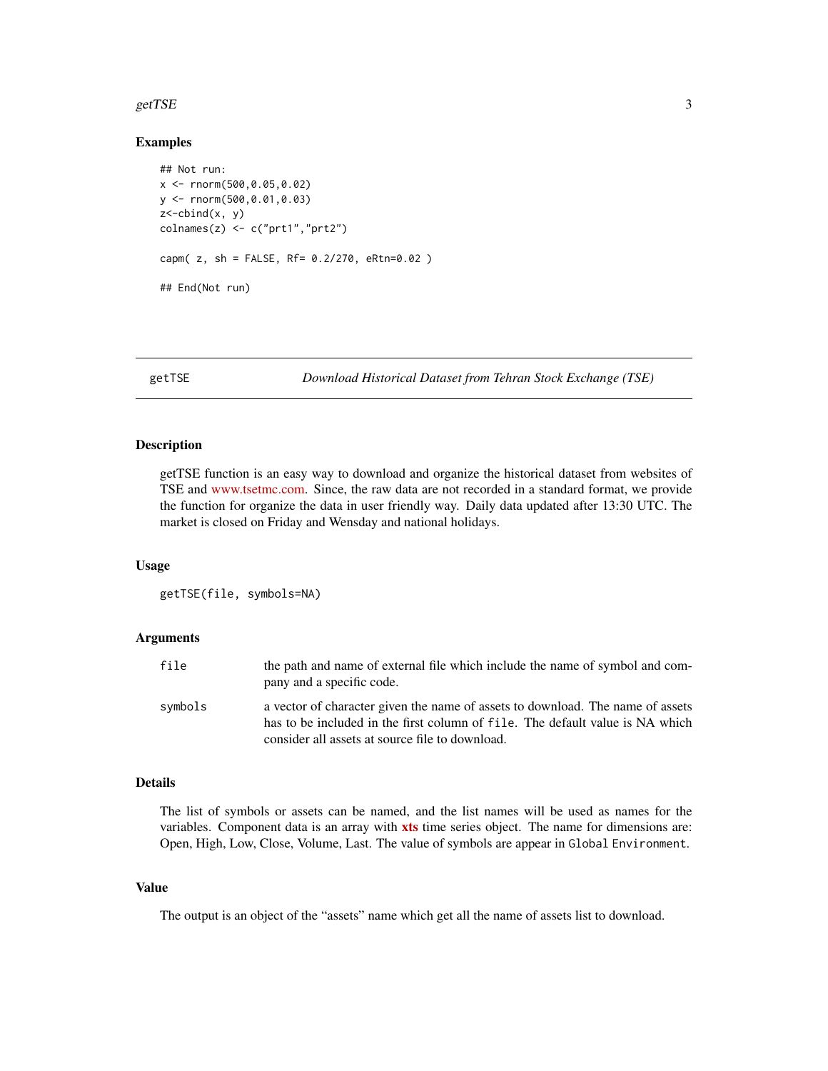## Examples

```
## Not run:
x <- rnorm(500,0.05,0.02)
y <- rnorm(500,0.01,0.03)
z<-cbind(x, y)
colnames(z) <- c("prt1","prt2")

capm( z, sh = FALSE, Rf= 0.2/270, eRtn=0.02 )

## End(Not run)
```

---

# getTSE — *Download Historical Dataset from Tehran Stock Exchange (TSE)*

---

## Description

getTSE function is an easy way to download and organize the historical dataset from websites of TSE and www.tsetmc.com. Since, the raw data are not recorded in a standard format, we provide the function for organize the data in user friendly way. Daily data updated after 13:30 UTC. The market is closed on Friday and Wensday and national holidays.

## Usage

```
getTSE(file, symbols=NA)
```

## Arguments

| | |
|---|---|
| `file` | the path and name of external file which include the name of symbol and company and a specific code. |
| `symbols` | a vector of character given the name of assets to download. The name of assets has to be included in the first column of `file`. The default value is NA which consider all assets at source file to download. |

## Details

The list of symbols or assets can be named, and the list names will be used as names for the variables. Component data is an array with **xts** time series object. The name for dimensions are: Open, High, Low, Close, Volume, Last. The value of symbols are appear in `Global Environment`.

## Value

The output is an object of the "assets" name which get all the name of assets list to download.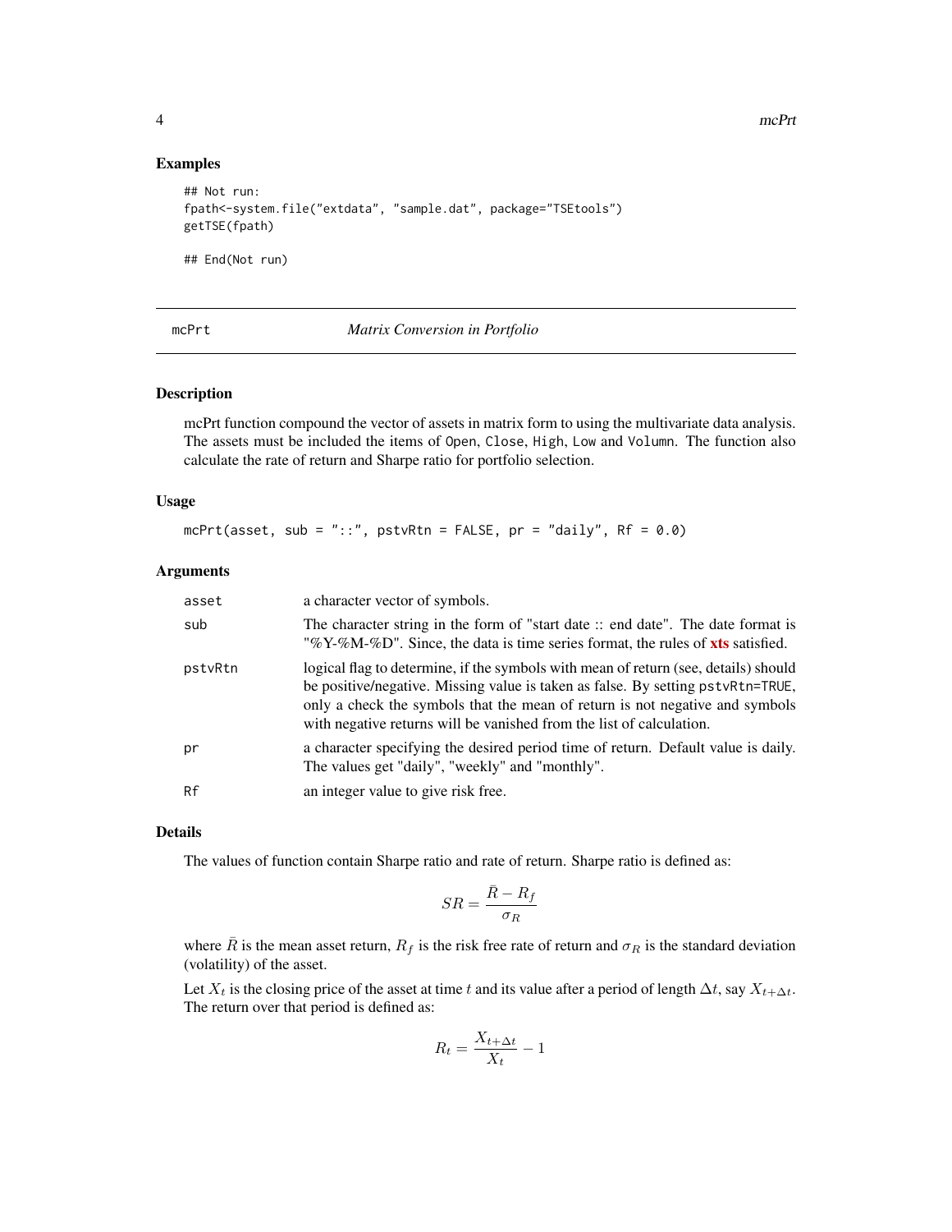## Examples

```
## Not run:
fpath<-system.file("extdata", "sample.dat", package="TSEtools")
getTSE(fpath)

## End(Not run)
```

---

# mcPrt — *Matrix Conversion in Portfolio*

## Description

mcPrt function compound the vector of assets in matrix form to using the multivariate data analysis. The assets must be included the items of `Open`, `Close`, `High`, `Low` and `Volumn`. The function also calculate the rate of return and Sharpe ratio for portfolio selection.

## Usage

```
mcPrt(asset, sub = "::", pstvRtn = FALSE, pr = "daily", Rf = 0.0)
```

## Arguments

| | |
|---|---|
| `asset` | a character vector of symbols. |
| `sub` | The character string in the form of "start date :: end date". The date format is "%Y-%M-%D". Since, the data is time series format, the rules of **xts** satisfied. |
| `pstvRtn` | logical flag to determine, if the symbols with mean of return (see, details) should be positive/negative. Missing value is taken as false. By setting `pstvRtn=TRUE`, only a check the symbols that the mean of return is not negative and symbols with negative returns will be vanished from the list of calculation. |
| `pr` | a character specifying the desired period time of return. Default value is daily. The values get "daily", "weekly" and "monthly". |
| `Rf` | an integer value to give risk free. |

## Details

The values of function contain Sharpe ratio and rate of return. Sharpe ratio is defined as:

$$SR = \frac{\bar{R} - R_f}{\sigma_R}$$

where $\bar{R}$ is the mean asset return, $R_f$ is the risk free rate of return and $\sigma_R$ is the standard deviation (volatility) of the asset.

Let $X_t$ is the closing price of the asset at time $t$ and its value after a period of length $\Delta t$, say $X_{t+\Delta t}$. The return over that period is defined as:

$$R_t = \frac{X_{t+\Delta t}}{X_t} - 1$$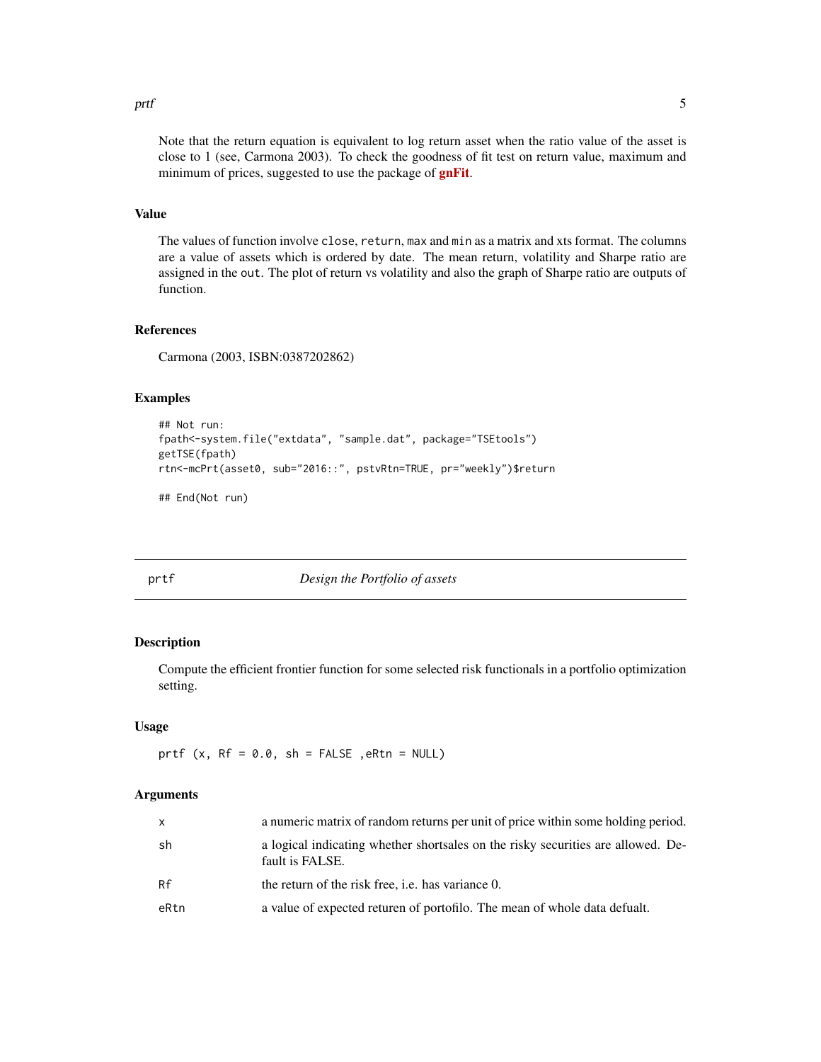Note that the return equation is equivalent to log return asset when the ratio value of the asset is close to 1 (see, Carmona 2003). To check the goodness of fit test on return value, maximum and minimum of prices, suggested to use the package of **gnFit**.

### Value

The values of function involve `close`, `return`, `max` and `min` as a matrix and xts format. The columns are a value of assets which is ordered by date. The mean return, volatility and Sharpe ratio are assigned in the `out`. The plot of return vs volatility and also the graph of Sharpe ratio are outputs of function.

### References

Carmona (2003, ISBN:0387202862)

### Examples

```
## Not run:
fpath<-system.file("extdata", "sample.dat", package="TSEtools")
getTSE(fpath)
rtn<-mcPrt(asset0, sub="2016::", pstvRtn=TRUE, pr="weekly")$return

## End(Not run)
```

---

## prtf — *Design the Portfolio of assets*

### Description

Compute the efficient frontier function for some selected risk functionals in a portfolio optimization setting.

### Usage

```
prtf (x, Rf = 0.0, sh = FALSE ,eRtn = NULL)
```

### Arguments

| | |
|---|---|
| `x` | a numeric matrix of random returns per unit of price within some holding period. |
| `sh` | a logical indicating whether shortsales on the risky securities are allowed. Default is FALSE. |
| `Rf` | the return of the risk free, i.e. has variance 0. |
| `eRtn` | a value of expected returen of portofilo. The mean of whole data defualt. |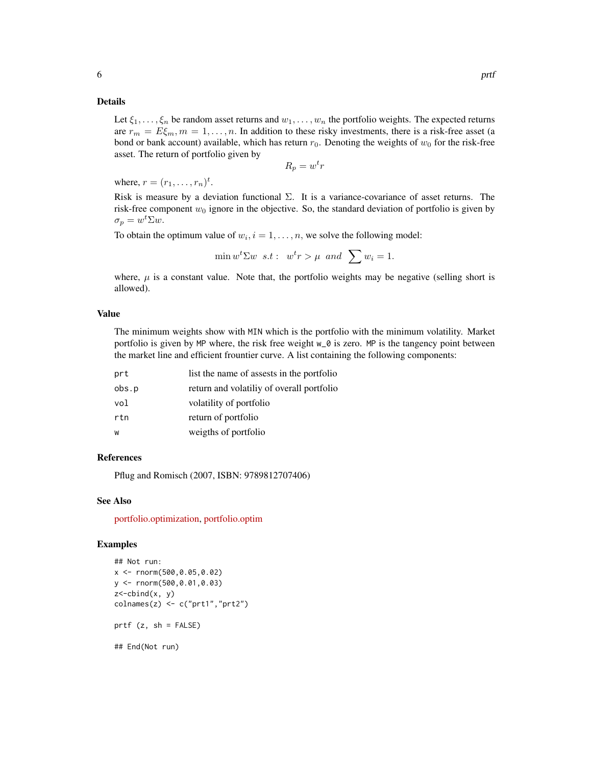## Details

Let $\xi_1, \ldots, \xi_n$ be random asset returns and $w_1, \ldots, w_n$ the portfolio weights. The expected returns are $r_m = E\xi_m, m = 1, \ldots, n$. In addition to these risky investments, there is a risk-free asset (a bond or bank account) available, which has return $r_0$. Denoting the weights of $w_0$ for the risk-free asset. The return of portfolio given by

$$R_p = w^t r$$

where, $r = (r_1, \ldots, r_n)^t$.

Risk is measure by a deviation functional $\Sigma$. It is a variance-covariance of asset returns. The risk-free component $w_0$ ignore in the objective. So, the standard deviation of portfolio is given by $\sigma_p = w^t \Sigma w$.

To obtain the optimum value of $w_i, i = 1, \ldots, n$, we solve the following model:

$$\min w^t \Sigma w \;\; s.t: \;\; w^t r > \mu \;\; and \;\; \sum w_i = 1.$$

where, $\mu$ is a constant value. Note that, the portfolio weights may be negative (selling short is allowed).

## Value

The minimum weights show with `MIN` which is the portfolio with the minimum volatility. Market portfolio is given by `MP` where, the risk free weight `w_0` is zero. `MP` is the tangency point between the market line and efficient frountier curve. A list containing the following components:

| | |
|---|---|
| `prt` | list the name of assests in the portfolio |
| `obs.p` | return and volatiliy of overall portfolio |
| `vol` | volatility of portfolio |
| `rtn` | return of portfolio |
| `w` | weigths of portfolio |

## References

Pflug and Romisch (2007, ISBN: 9789812707406)

## See Also

portfolio.optimization, portfolio.optim

## Examples

```
## Not run:
x <- rnorm(500,0.05,0.02)
y <- rnorm(500,0.01,0.03)
z<-cbind(x, y)
colnames(z) <- c("prt1","prt2")

prtf (z, sh = FALSE)

## End(Not run)
```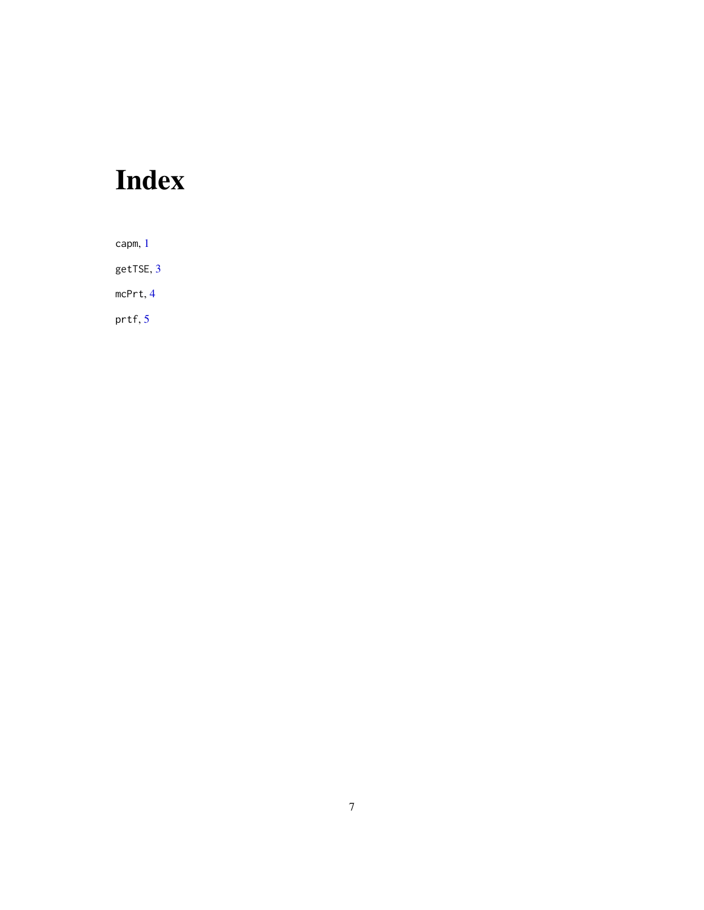# Index

capm, 1

getTSE, 3

mcPrt, 4

prtf, 5